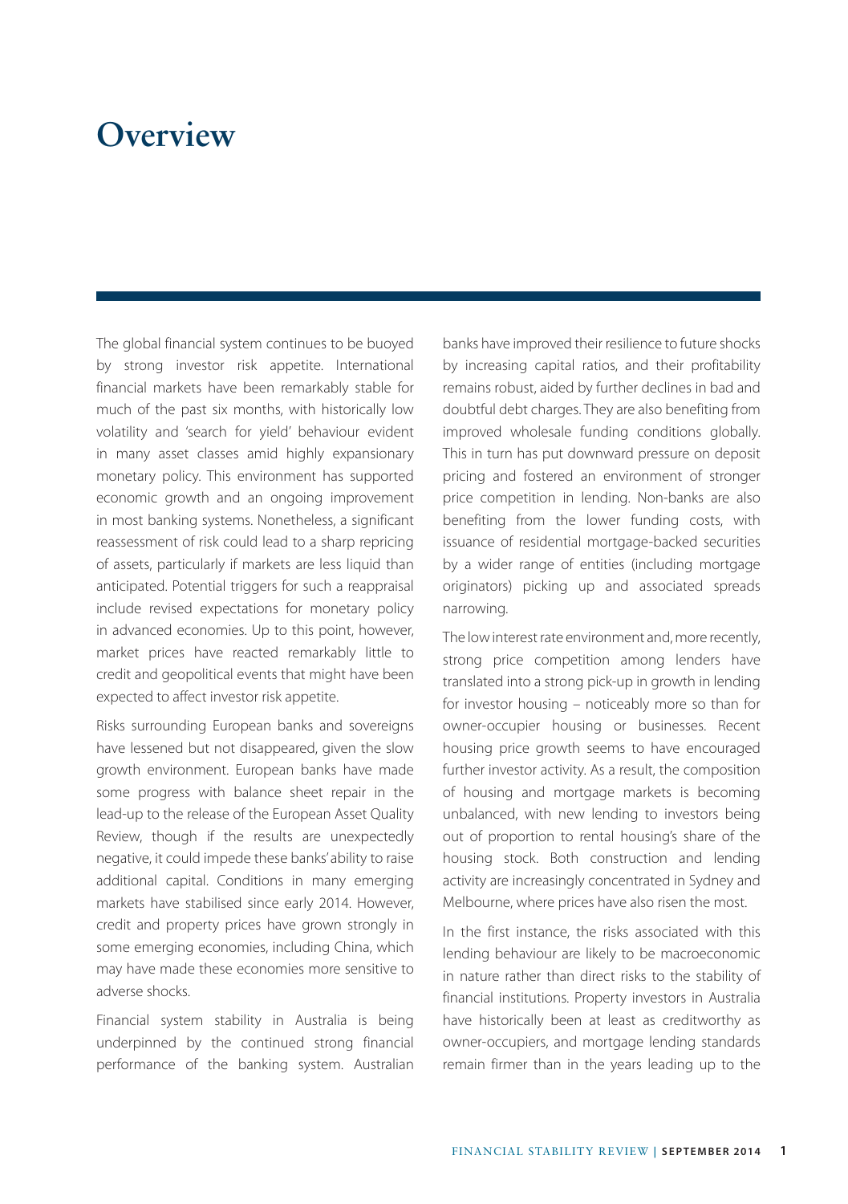# Overview

The global financial system continues to be buoyed by strong investor risk appetite. International financial markets have been remarkably stable for much of the past six months, with historically low volatility and 'search for yield' behaviour evident in many asset classes amid highly expansionary monetary policy. This environment has supported economic growth and an ongoing improvement in most banking systems. Nonetheless, a significant reassessment of risk could lead to a sharp repricing of assets, particularly if markets are less liquid than anticipated. Potential triggers for such a reappraisal include revised expectations for monetary policy in advanced economies. Up to this point, however, market prices have reacted remarkably little to credit and geopolitical events that might have been expected to affect investor risk appetite.

Risks surrounding European banks and sovereigns have lessened but not disappeared, given the slow growth environment. European banks have made some progress with balance sheet repair in the lead-up to the release of the European Asset Quality Review, though if the results are unexpectedly negative, it could impede these banks' ability to raise additional capital. Conditions in many emerging markets have stabilised since early 2014. However, credit and property prices have grown strongly in some emerging economies, including China, which may have made these economies more sensitive to adverse shocks.

Financial system stability in Australia is being underpinned by the continued strong financial performance of the banking system. Australian banks have improved their resilience to future shocks by increasing capital ratios, and their profitability remains robust, aided by further declines in bad and doubtful debt charges. They are also benefiting from improved wholesale funding conditions globally. This in turn has put downward pressure on deposit pricing and fostered an environment of stronger price competition in lending. Non-banks are also benefiting from the lower funding costs, with issuance of residential mortgage-backed securities by a wider range of entities (including mortgage originators) picking up and associated spreads narrowing.

The low interest rate environment and, more recently, strong price competition among lenders have translated into a strong pick-up in growth in lending for investor housing – noticeably more so than for owner-occupier housing or businesses. Recent housing price growth seems to have encouraged further investor activity. As a result, the composition of housing and mortgage markets is becoming unbalanced, with new lending to investors being out of proportion to rental housing's share of the housing stock. Both construction and lending activity are increasingly concentrated in Sydney and Melbourne, where prices have also risen the most.

In the first instance, the risks associated with this lending behaviour are likely to be macroeconomic in nature rather than direct risks to the stability of financial institutions. Property investors in Australia have historically been at least as creditworthy as owner-occupiers, and mortgage lending standards remain firmer than in the years leading up to the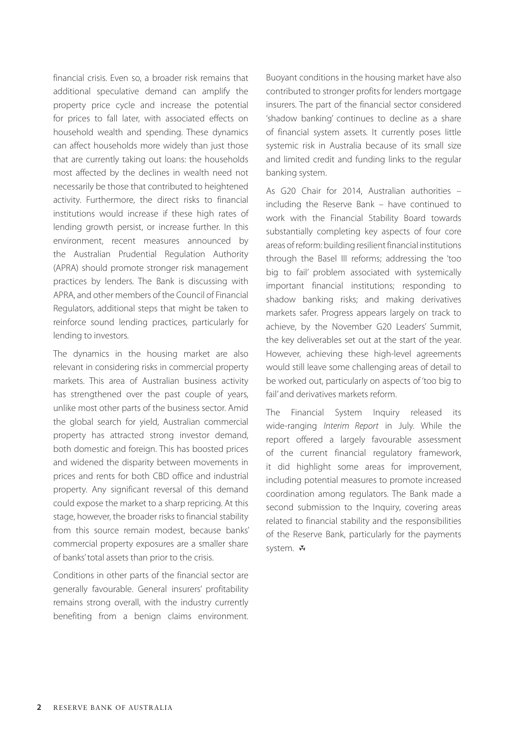financial crisis. Even so, a broader risk remains that additional speculative demand can amplify the property price cycle and increase the potential for prices to fall later, with associated effects on household wealth and spending. These dynamics can affect households more widely than just those that are currently taking out loans: the households most affected by the declines in wealth need not necessarily be those that contributed to heightened activity. Furthermore, the direct risks to financial institutions would increase if these high rates of lending growth persist, or increase further. In this environment, recent measures announced by the Australian Prudential Regulation Authority (APRA) should promote stronger risk management practices by lenders. The Bank is discussing with APRA, and other members of the Council of Financial Regulators, additional steps that might be taken to reinforce sound lending practices, particularly for lending to investors.

The dynamics in the housing market are also relevant in considering risks in commercial property markets. This area of Australian business activity has strengthened over the past couple of years, unlike most other parts of the business sector. Amid the global search for yield, Australian commercial property has attracted strong investor demand, both domestic and foreign. This has boosted prices and widened the disparity between movements in prices and rents for both CBD office and industrial property. Any significant reversal of this demand could expose the market to a sharp repricing. At this stage, however, the broader risks to financial stability from this source remain modest, because banks' commercial property exposures are a smaller share of banks' total assets than prior to the crisis.

Conditions in other parts of the financial sector are generally favourable. General insurers' profitability remains strong overall, with the industry currently benefiting from a benign claims environment. Buoyant conditions in the housing market have also contributed to stronger profits for lenders mortgage insurers. The part of the financial sector considered 'shadow banking' continues to decline as a share of financial system assets. It currently poses little systemic risk in Australia because of its small size and limited credit and funding links to the regular banking system.

As G20 Chair for 2014, Australian authorities – including the Reserve Bank – have continued to work with the Financial Stability Board towards substantially completing key aspects of four core areas of reform: building resilient financial institutions through the Basel III reforms; addressing the 'too big to fail' problem associated with systemically important financial institutions; responding to shadow banking risks; and making derivatives markets safer. Progress appears largely on track to achieve, by the November G20 Leaders' Summit, the key deliverables set out at the start of the year. However, achieving these high-level agreements would still leave some challenging areas of detail to be worked out, particularly on aspects of 'too big to fail' and derivatives markets reform.

The Financial System Inquiry released its wide-ranging *Interim Report* in July. While the report offered a largely favourable assessment of the current financial regulatory framework, it did highlight some areas for improvement, including potential measures to promote increased coordination among regulators. The Bank made a second submission to the Inquiry, covering areas related to financial stability and the responsibilities of the Reserve Bank, particularly for the payments system.